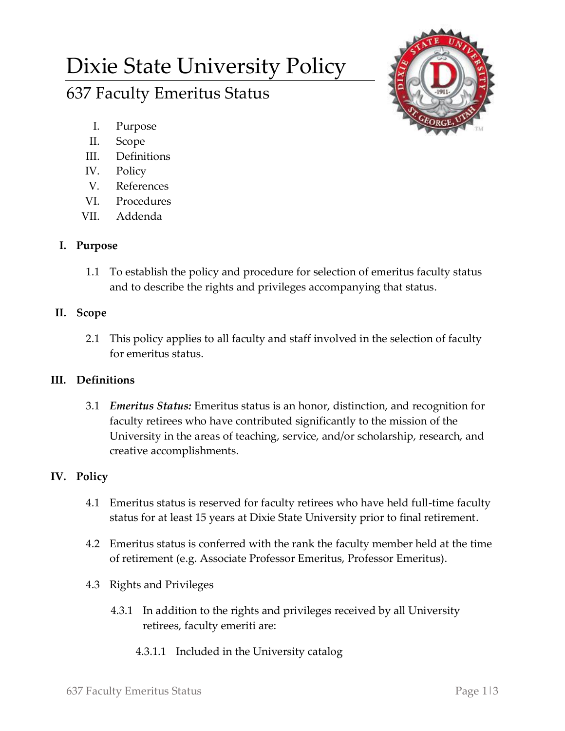# Dixie State University Policy

## 637 Faculty Emeritus Status

I. Purpose
II. Scope
III. Definitions
IV. Policy
V. References
VI. Procedures
VII. Addenda

### I. Purpose

1.1 To establish the policy and procedure for selection of emeritus faculty status and to describe the rights and privileges accompanying that status.

### II. Scope

2.1 This policy applies to all faculty and staff involved in the selection of faculty for emeritus status.

### III. Definitions

3.1 ***Emeritus Status:*** Emeritus status is an honor, distinction, and recognition for faculty retirees who have contributed significantly to the mission of the University in the areas of teaching, service, and/or scholarship, research, and creative accomplishments.

### IV. Policy

4.1 Emeritus status is reserved for faculty retirees who have held full-time faculty status for at least 15 years at Dixie State University prior to final retirement.

4.2 Emeritus status is conferred with the rank the faculty member held at the time of retirement (e.g. Associate Professor Emeritus, Professor Emeritus).

4.3 Rights and Privileges

4.3.1 In addition to the rights and privileges received by all University retirees, faculty emeriti are:

4.3.1.1 Included in the University catalog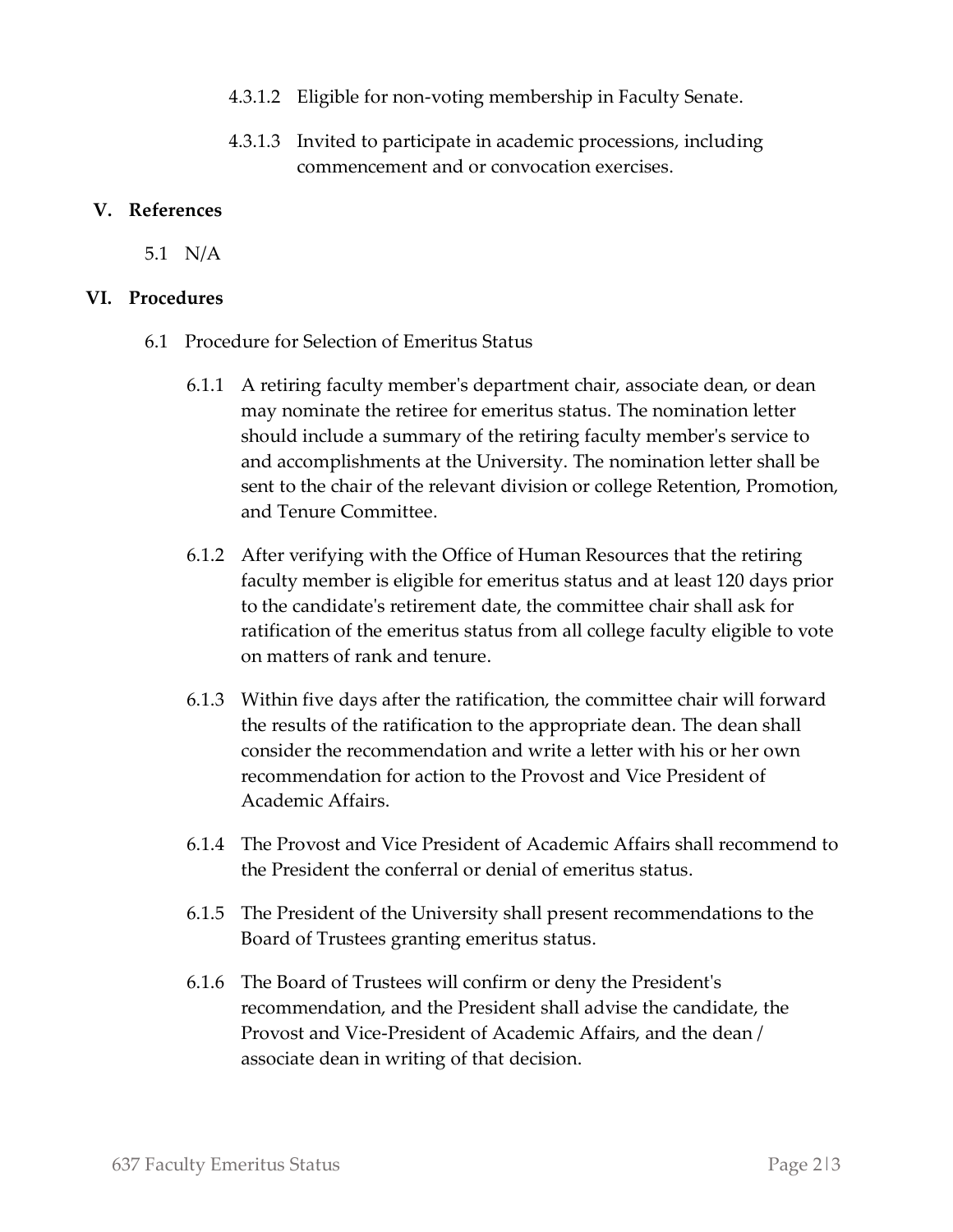4.3.1.2 Eligible for non-voting membership in Faculty Senate.

4.3.1.3 Invited to participate in academic processions, including commencement and or convocation exercises.

## V. References

5.1 N/A

## VI. Procedures

6.1 Procedure for Selection of Emeritus Status

6.1.1 A retiring faculty member's department chair, associate dean, or dean may nominate the retiree for emeritus status. The nomination letter should include a summary of the retiring faculty member's service to and accomplishments at the University. The nomination letter shall be sent to the chair of the relevant division or college Retention, Promotion, and Tenure Committee.

6.1.2 After verifying with the Office of Human Resources that the retiring faculty member is eligible for emeritus status and at least 120 days prior to the candidate's retirement date, the committee chair shall ask for ratification of the emeritus status from all college faculty eligible to vote on matters of rank and tenure.

6.1.3 Within five days after the ratification, the committee chair will forward the results of the ratification to the appropriate dean. The dean shall consider the recommendation and write a letter with his or her own recommendation for action to the Provost and Vice President of Academic Affairs.

6.1.4 The Provost and Vice President of Academic Affairs shall recommend to the President the conferral or denial of emeritus status.

6.1.5 The President of the University shall present recommendations to the Board of Trustees granting emeritus status.

6.1.6 The Board of Trustees will confirm or deny the President's recommendation, and the President shall advise the candidate, the Provost and Vice-President of Academic Affairs, and the dean / associate dean in writing of that decision.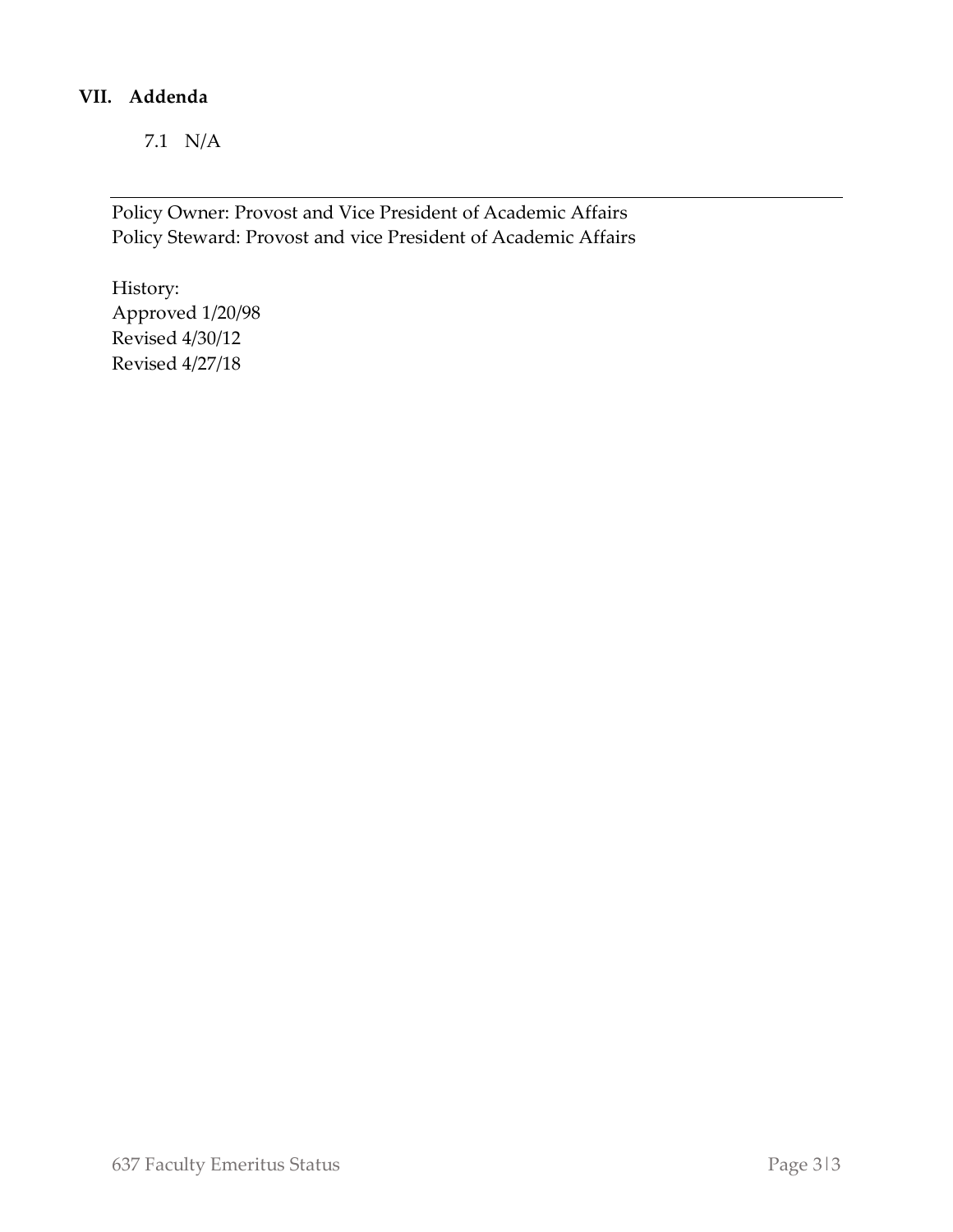## VII. Addenda

7.1 N/A

---

Policy Owner: Provost and Vice President of Academic Affairs
Policy Steward: Provost and vice President of Academic Affairs

History:
Approved 1/20/98
Revised 4/30/12
Revised 4/27/18